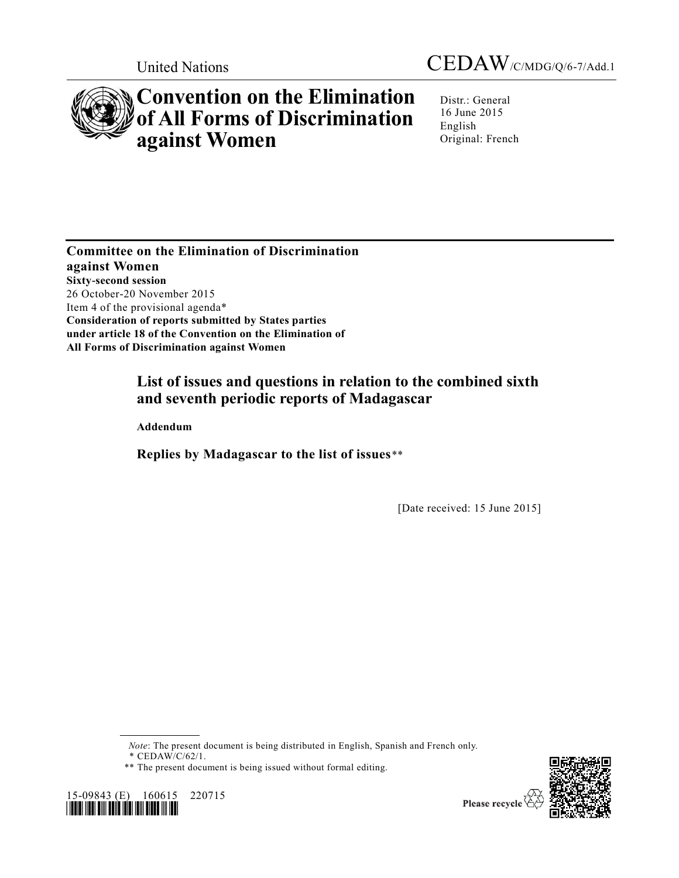United Nations

CEDAW/C/MDG/Q/6-7/Add.1

# Convention on the Elimination of All Forms of Discrimination against Women

Distr.: General
16 June 2015
English
Original: French

**Committee on the Elimination of Discrimination against Women**
**Sixty-second session**
26 October-20 November 2015
Item 4 of the provisional agenda*
**Consideration of reports submitted by States parties under article 18 of the Convention on the Elimination of All Forms of Discrimination against Women**

## List of issues and questions in relation to the combined sixth and seventh periodic reports of Madagascar

**Addendum**

## Replies by Madagascar to the list of issues**

[Date received: 15 June 2015]

*Note*: The present document is being distributed in English, Spanish and French only.

\* CEDAW/C/62/1.

\*\* The present document is being issued without formal editing.

15-09843 (E) 160615 220715

Please recycle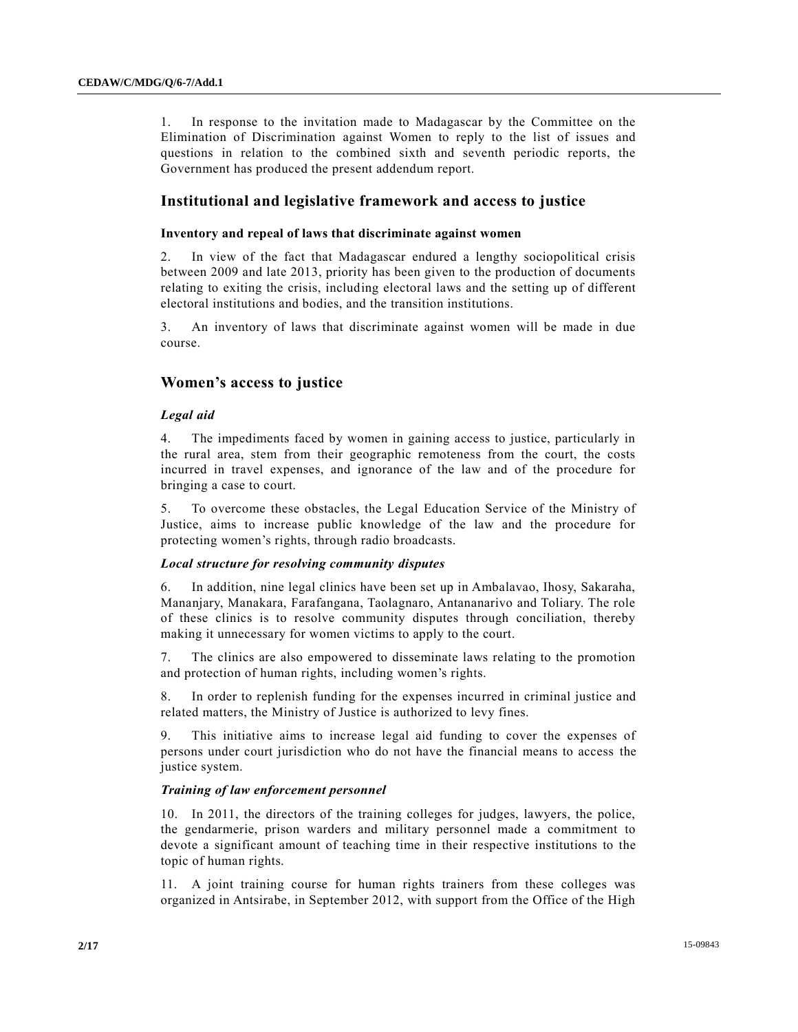1. In response to the invitation made to Madagascar by the Committee on the Elimination of Discrimination against Women to reply to the list of issues and questions in relation to the combined sixth and seventh periodic reports, the Government has produced the present addendum report.

## Institutional and legislative framework and access to justice

### Inventory and repeal of laws that discriminate against women

2. In view of the fact that Madagascar endured a lengthy sociopolitical crisis between 2009 and late 2013, priority has been given to the production of documents relating to exiting the crisis, including electoral laws and the setting up of different electoral institutions and bodies, and the transition institutions.

3. An inventory of laws that discriminate against women will be made in due course.

## Women's access to justice

#### *Legal aid*

4. The impediments faced by women in gaining access to justice, particularly in the rural area, stem from their geographic remoteness from the court, the costs incurred in travel expenses, and ignorance of the law and of the procedure for bringing a case to court.

5. To overcome these obstacles, the Legal Education Service of the Ministry of Justice, aims to increase public knowledge of the law and the procedure for protecting women's rights, through radio broadcasts.

#### *Local structure for resolving community disputes*

6. In addition, nine legal clinics have been set up in Ambalavao, Ihosy, Sakaraha, Mananjary, Manakara, Farafangana, Taolagnaro, Antananarivo and Toliary. The role of these clinics is to resolve community disputes through conciliation, thereby making it unnecessary for women victims to apply to the court.

7. The clinics are also empowered to disseminate laws relating to the promotion and protection of human rights, including women's rights.

8. In order to replenish funding for the expenses incurred in criminal justice and related matters, the Ministry of Justice is authorized to levy fines.

9. This initiative aims to increase legal aid funding to cover the expenses of persons under court jurisdiction who do not have the financial means to access the justice system.

#### *Training of law enforcement personnel*

10. In 2011, the directors of the training colleges for judges, lawyers, the police, the gendarmerie, prison warders and military personnel made a commitment to devote a significant amount of teaching time in their respective institutions to the topic of human rights.

11. A joint training course for human rights trainers from these colleges was organized in Antsirabe, in September 2012, with support from the Office of the High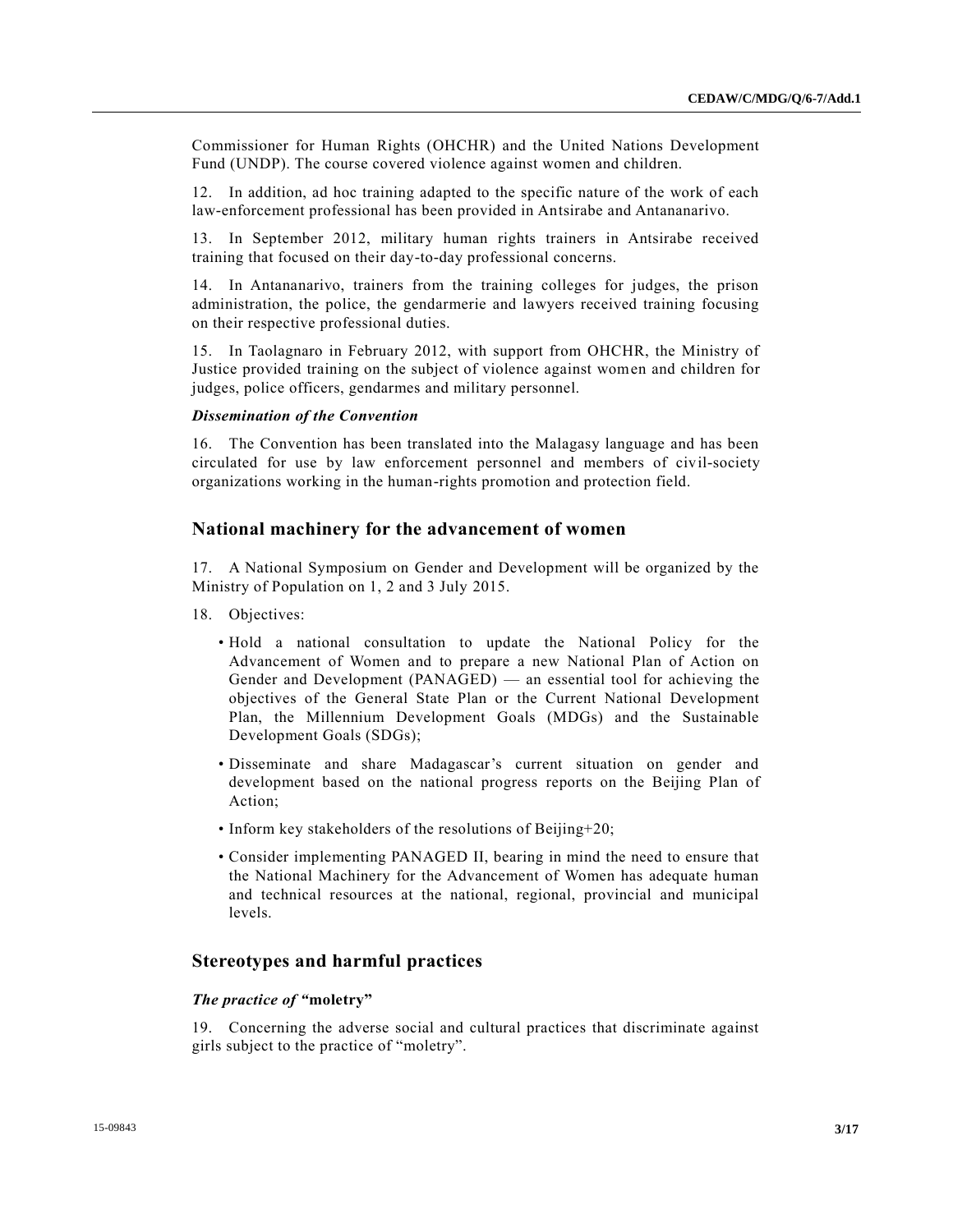Commissioner for Human Rights (OHCHR) and the United Nations Development Fund (UNDP). The course covered violence against women and children.

12. In addition, ad hoc training adapted to the specific nature of the work of each law-enforcement professional has been provided in Antsirabe and Antananarivo.

13. In September 2012, military human rights trainers in Antsirabe received training that focused on their day-to-day professional concerns.

14. In Antananarivo, trainers from the training colleges for judges, the prison administration, the police, the gendarmerie and lawyers received training focusing on their respective professional duties.

15. In Taolagnaro in February 2012, with support from OHCHR, the Ministry of Justice provided training on the subject of violence against women and children for judges, police officers, gendarmes and military personnel.

### *Dissemination of the Convention*

16. The Convention has been translated into the Malagasy language and has been circulated for use by law enforcement personnel and members of civil-society organizations working in the human-rights promotion and protection field.

## National machinery for the advancement of women

17. A National Symposium on Gender and Development will be organized by the Ministry of Population on 1, 2 and 3 July 2015.

18. Objectives:

- Hold a national consultation to update the National Policy for the Advancement of Women and to prepare a new National Plan of Action on Gender and Development (PANAGED) — an essential tool for achieving the objectives of the General State Plan or the Current National Development Plan, the Millennium Development Goals (MDGs) and the Sustainable Development Goals (SDGs);
- Disseminate and share Madagascar's current situation on gender and development based on the national progress reports on the Beijing Plan of Action;
- Inform key stakeholders of the resolutions of Beijing+20;
- Consider implementing PANAGED II, bearing in mind the need to ensure that the National Machinery for the Advancement of Women has adequate human and technical resources at the national, regional, provincial and municipal levels.

## Stereotypes and harmful practices

### *The practice of* "**moletry**"

19. Concerning the adverse social and cultural practices that discriminate against girls subject to the practice of "moletry".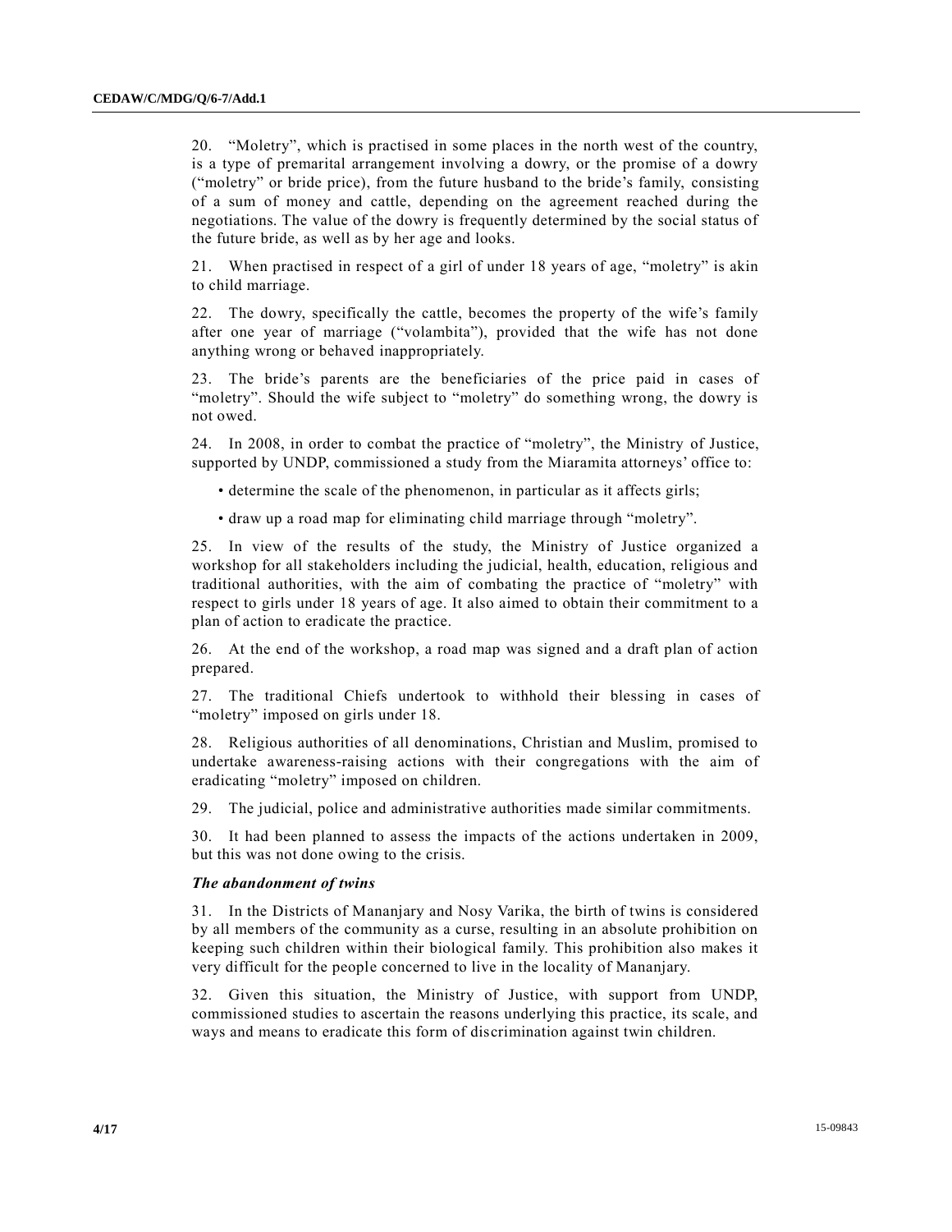20. "Moletry", which is practised in some places in the north west of the country, is a type of premarital arrangement involving a dowry, or the promise of a dowry ("moletry" or bride price), from the future husband to the bride's family, consisting of a sum of money and cattle, depending on the agreement reached during the negotiations. The value of the dowry is frequently determined by the social status of the future bride, as well as by her age and looks.

21. When practised in respect of a girl of under 18 years of age, "moletry" is akin to child marriage.

22. The dowry, specifically the cattle, becomes the property of the wife's family after one year of marriage ("volambita"), provided that the wife has not done anything wrong or behaved inappropriately.

23. The bride's parents are the beneficiaries of the price paid in cases of "moletry". Should the wife subject to "moletry" do something wrong, the dowry is not owed.

24. In 2008, in order to combat the practice of "moletry", the Ministry of Justice, supported by UNDP, commissioned a study from the Miaramita attorneys' office to:

- determine the scale of the phenomenon, in particular as it affects girls;
- draw up a road map for eliminating child marriage through "moletry".

25. In view of the results of the study, the Ministry of Justice organized a workshop for all stakeholders including the judicial, health, education, religious and traditional authorities, with the aim of combating the practice of "moletry" with respect to girls under 18 years of age. It also aimed to obtain their commitment to a plan of action to eradicate the practice.

26. At the end of the workshop, a road map was signed and a draft plan of action prepared.

27. The traditional Chiefs undertook to withhold their blessing in cases of "moletry" imposed on girls under 18.

28. Religious authorities of all denominations, Christian and Muslim, promised to undertake awareness-raising actions with their congregations with the aim of eradicating "moletry" imposed on children.

29. The judicial, police and administrative authorities made similar commitments.

30. It had been planned to assess the impacts of the actions undertaken in 2009, but this was not done owing to the crisis.

***The abandonment of twins***

31. In the Districts of Mananjary and Nosy Varika, the birth of twins is considered by all members of the community as a curse, resulting in an absolute prohibition on keeping such children within their biological family. This prohibition also makes it very difficult for the people concerned to live in the locality of Mananjary.

32. Given this situation, the Ministry of Justice, with support from UNDP, commissioned studies to ascertain the reasons underlying this practice, its scale, and ways and means to eradicate this form of discrimination against twin children.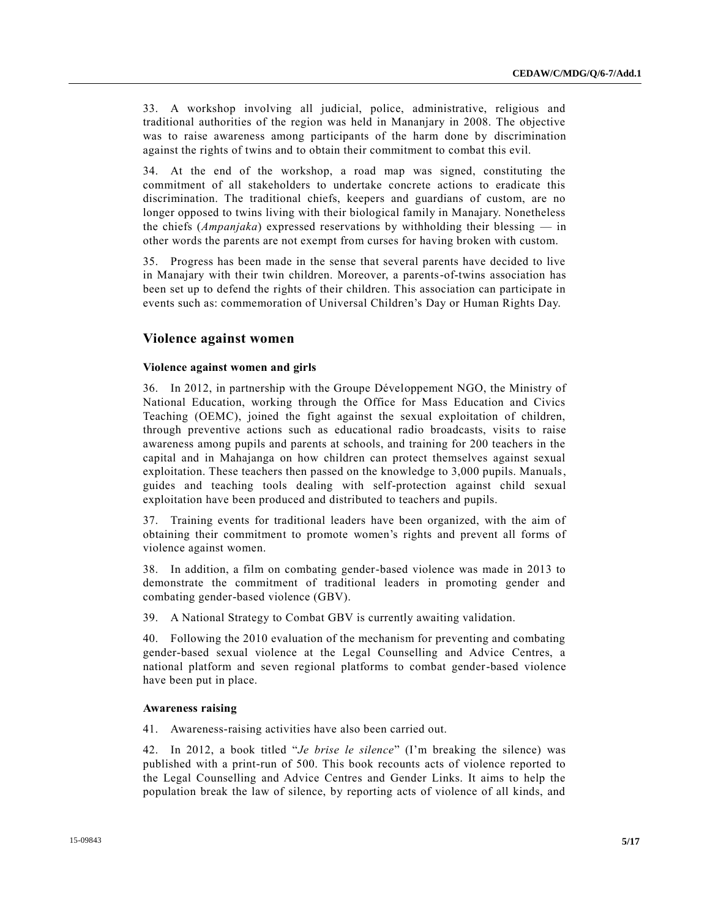33. A workshop involving all judicial, police, administrative, religious and traditional authorities of the region was held in Mananjary in 2008. The objective was to raise awareness among participants of the harm done by discrimination against the rights of twins and to obtain their commitment to combat this evil.

34. At the end of the workshop, a road map was signed, constituting the commitment of all stakeholders to undertake concrete actions to eradicate this discrimination. The traditional chiefs, keepers and guardians of custom, are no longer opposed to twins living with their biological family in Manajary. Nonetheless the chiefs (*Ampanjaka*) expressed reservations by withholding their blessing — in other words the parents are not exempt from curses for having broken with custom.

35. Progress has been made in the sense that several parents have decided to live in Manajary with their twin children. Moreover, a parents-of-twins association has been set up to defend the rights of their children. This association can participate in events such as: commemoration of Universal Children's Day or Human Rights Day.

## Violence against women

### Violence against women and girls

36. In 2012, in partnership with the Groupe Développement NGO, the Ministry of National Education, working through the Office for Mass Education and Civics Teaching (OEMC), joined the fight against the sexual exploitation of children, through preventive actions such as educational radio broadcasts, visits to raise awareness among pupils and parents at schools, and training for 200 teachers in the capital and in Mahajanga on how children can protect themselves against sexual exploitation. These teachers then passed on the knowledge to 3,000 pupils. Manuals, guides and teaching tools dealing with self-protection against child sexual exploitation have been produced and distributed to teachers and pupils.

37. Training events for traditional leaders have been organized, with the aim of obtaining their commitment to promote women's rights and prevent all forms of violence against women.

38. In addition, a film on combating gender-based violence was made in 2013 to demonstrate the commitment of traditional leaders in promoting gender and combating gender-based violence (GBV).

39. A National Strategy to Combat GBV is currently awaiting validation.

40. Following the 2010 evaluation of the mechanism for preventing and combating gender-based sexual violence at the Legal Counselling and Advice Centres, a national platform and seven regional platforms to combat gender-based violence have been put in place.

### Awareness raising

41. Awareness-raising activities have also been carried out.

42. In 2012, a book titled "*Je brise le silence*" (I'm breaking the silence) was published with a print-run of 500. This book recounts acts of violence reported to the Legal Counselling and Advice Centres and Gender Links. It aims to help the population break the law of silence, by reporting acts of violence of all kinds, and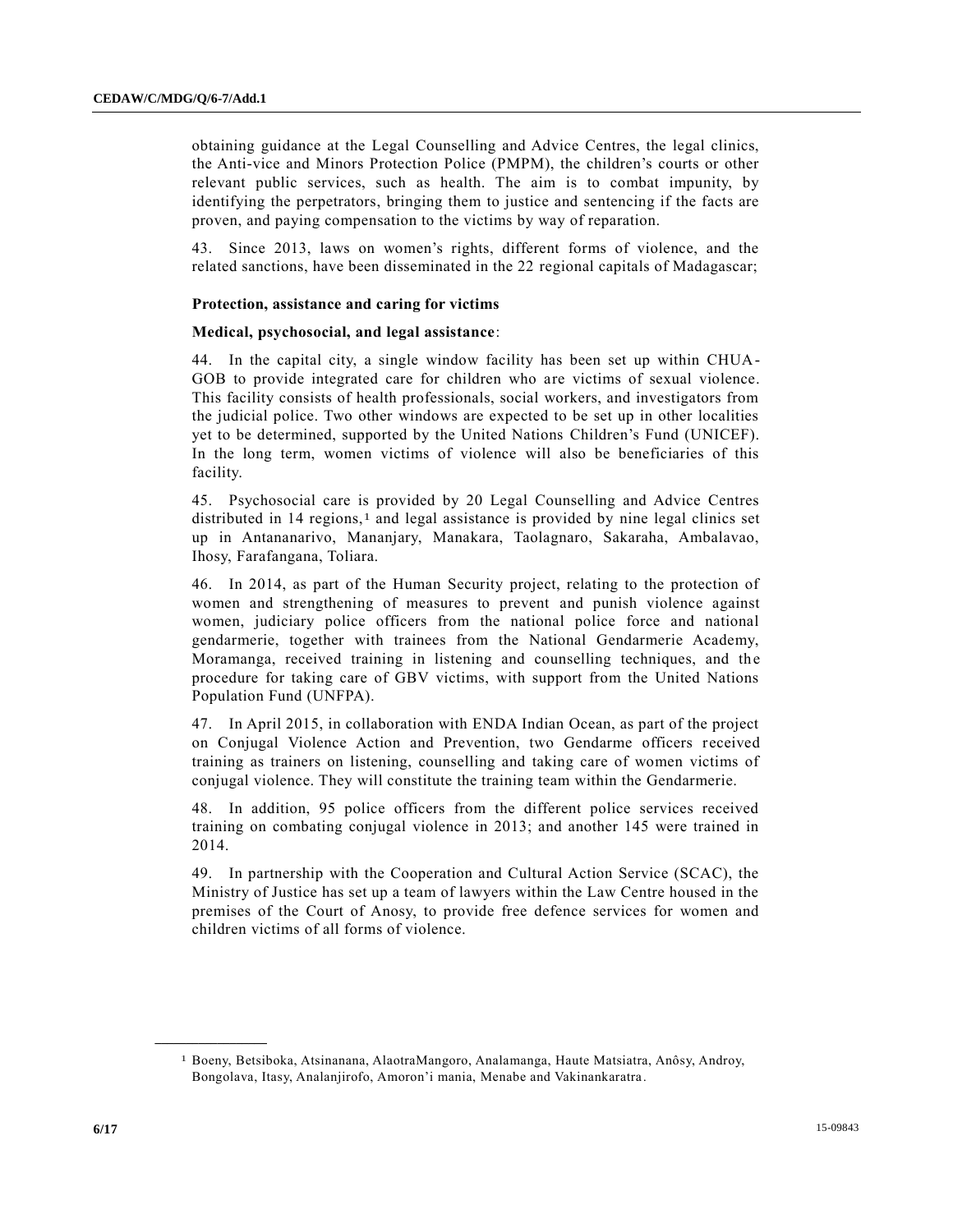obtaining guidance at the Legal Counselling and Advice Centres, the legal clinics, the Anti-vice and Minors Protection Police (PMPM), the children's courts or other relevant public services, such as health. The aim is to combat impunity, by identifying the perpetrators, bringing them to justice and sentencing if the facts are proven, and paying compensation to the victims by way of reparation.

43. Since 2013, laws on women's rights, different forms of violence, and the related sanctions, have been disseminated in the 22 regional capitals of Madagascar;

**Protection, assistance and caring for victims**

**Medical, psychosocial, and legal assistance**:

44. In the capital city, a single window facility has been set up within CHUA-GOB to provide integrated care for children who are victims of sexual violence. This facility consists of health professionals, social workers, and investigators from the judicial police. Two other windows are expected to be set up in other localities yet to be determined, supported by the United Nations Children's Fund (UNICEF). In the long term, women victims of violence will also be beneficiaries of this facility.

45. Psychosocial care is provided by 20 Legal Counselling and Advice Centres distributed in 14 regions,[1] and legal assistance is provided by nine legal clinics set up in Antananarivo, Mananjary, Manakara, Taolagnaro, Sakaraha, Ambalavao, Ihosy, Farafangana, Toliara.

46. In 2014, as part of the Human Security project, relating to the protection of women and strengthening of measures to prevent and punish violence against women, judiciary police officers from the national police force and national gendarmerie, together with trainees from the National Gendarmerie Academy, Moramanga, received training in listening and counselling techniques, and the procedure for taking care of GBV victims, with support from the United Nations Population Fund (UNFPA).

47. In April 2015, in collaboration with ENDA Indian Ocean, as part of the project on Conjugal Violence Action and Prevention, two Gendarme officers received training as trainers on listening, counselling and taking care of women victims of conjugal violence. They will constitute the training team within the Gendarmerie.

48. In addition, 95 police officers from the different police services received training on combating conjugal violence in 2013; and another 145 were trained in 2014.

49. In partnership with the Cooperation and Cultural Action Service (SCAC), the Ministry of Justice has set up a team of lawyers within the Law Centre housed in the premises of the Court of Anosy, to provide free defence services for women and children victims of all forms of violence.

---

[1] Boeny, Betsiboka, Atsinanana, AlaotraMangoro, Analamanga, Haute Matsiatra, Anôsy, Androy, Bongolava, Itasy, Analanjirofo, Amoron'i mania, Menabe and Vakinankaratra.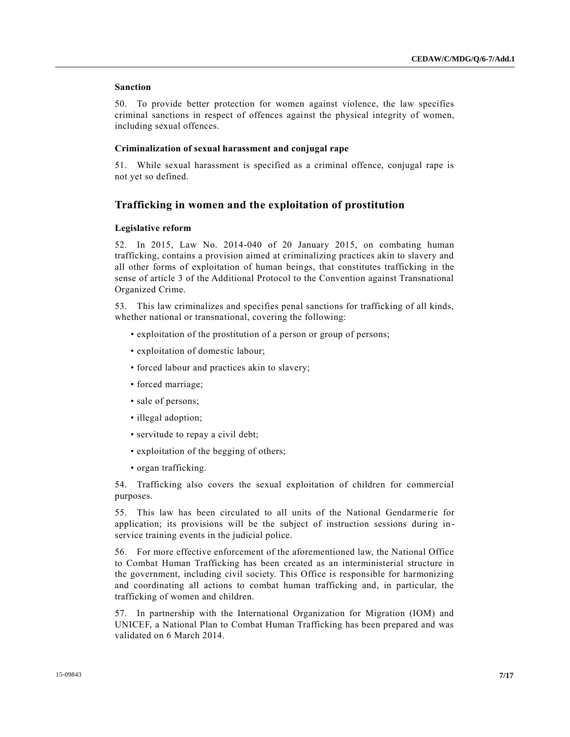### Sanction

50. To provide better protection for women against violence, the law specifies criminal sanctions in respect of offences against the physical integrity of women, including sexual offences.

### Criminalization of sexual harassment and conjugal rape

51. While sexual harassment is specified as a criminal offence, conjugal rape is not yet so defined.

## Trafficking in women and the exploitation of prostitution

### Legislative reform

52. In 2015, Law No. 2014-040 of 20 January 2015, on combating human trafficking, contains a provision aimed at criminalizing practices akin to slavery and all other forms of exploitation of human beings, that constitutes trafficking in the sense of article 3 of the Additional Protocol to the Convention against Transnational Organized Crime.

53. This law criminalizes and specifies penal sanctions for trafficking of all kinds, whether national or transnational, covering the following:

- exploitation of the prostitution of a person or group of persons;
- exploitation of domestic labour;
- forced labour and practices akin to slavery;
- forced marriage;
- sale of persons;
- illegal adoption;
- servitude to repay a civil debt;
- exploitation of the begging of others;
- organ trafficking.

54. Trafficking also covers the sexual exploitation of children for commercial purposes.

55. This law has been circulated to all units of the National Gendarmerie for application; its provisions will be the subject of instruction sessions during in-service training events in the judicial police.

56. For more effective enforcement of the aforementioned law, the National Office to Combat Human Trafficking has been created as an interministerial structure in the government, including civil society. This Office is responsible for harmonizing and coordinating all actions to combat human trafficking and, in particular, the trafficking of women and children.

57. In partnership with the International Organization for Migration (IOM) and UNICEF, a National Plan to Combat Human Trafficking has been prepared and was validated on 6 March 2014.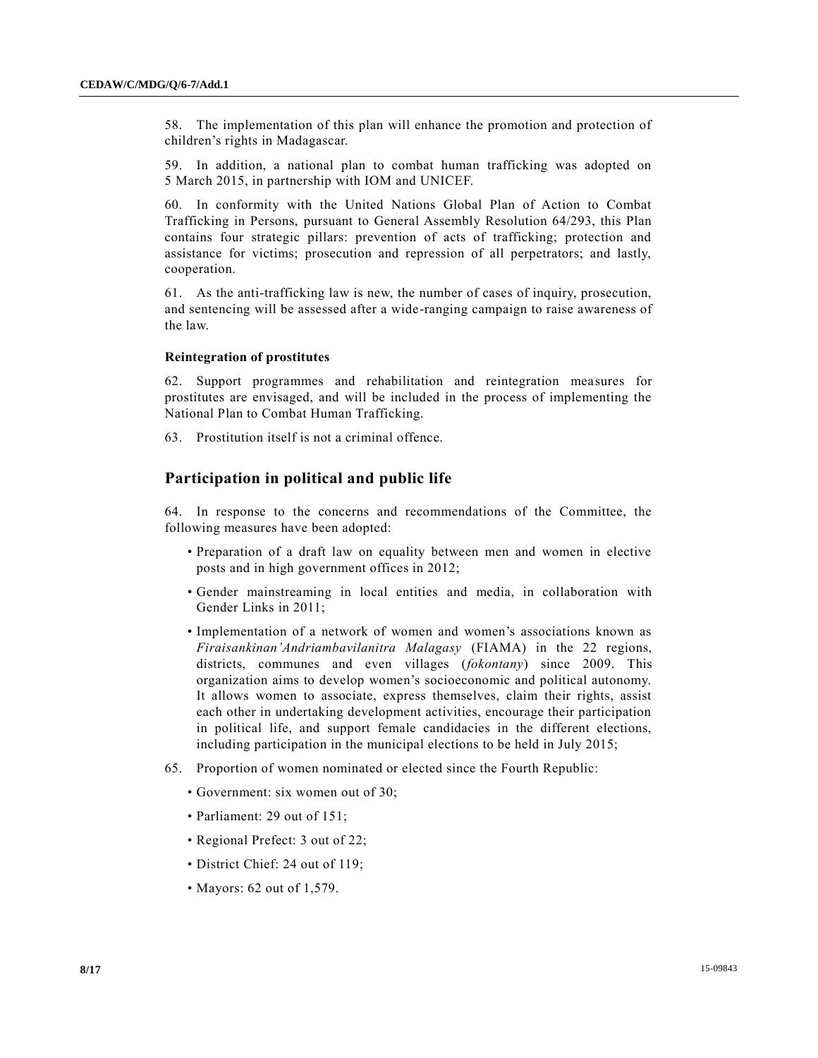58. The implementation of this plan will enhance the promotion and protection of children's rights in Madagascar.

59. In addition, a national plan to combat human trafficking was adopted on 5 March 2015, in partnership with IOM and UNICEF.

60. In conformity with the United Nations Global Plan of Action to Combat Trafficking in Persons, pursuant to General Assembly Resolution 64/293, this Plan contains four strategic pillars: prevention of acts of trafficking; protection and assistance for victims; prosecution and repression of all perpetrators; and lastly, cooperation.

61. As the anti-trafficking law is new, the number of cases of inquiry, prosecution, and sentencing will be assessed after a wide-ranging campaign to raise awareness of the law.

### Reintegration of prostitutes

62. Support programmes and rehabilitation and reintegration measures for prostitutes are envisaged, and will be included in the process of implementing the National Plan to Combat Human Trafficking.

63. Prostitution itself is not a criminal offence.

## Participation in political and public life

64. In response to the concerns and recommendations of the Committee, the following measures have been adopted:

- Preparation of a draft law on equality between men and women in elective posts and in high government offices in 2012;
- Gender mainstreaming in local entities and media, in collaboration with Gender Links in 2011;
- Implementation of a network of women and women's associations known as *Firaisankinan'Andriambavilanitra Malagasy* (FIAMA) in the 22 regions, districts, communes and even villages (*fokontany*) since 2009. This organization aims to develop women's socioeconomic and political autonomy. It allows women to associate, express themselves, claim their rights, assist each other in undertaking development activities, encourage their participation in political life, and support female candidacies in the different elections, including participation in the municipal elections to be held in July 2015;

65. Proportion of women nominated or elected since the Fourth Republic:

- Government: six women out of 30;
- Parliament: 29 out of 151;
- Regional Prefect: 3 out of 22;
- District Chief: 24 out of 119;
- Mayors: 62 out of 1,579.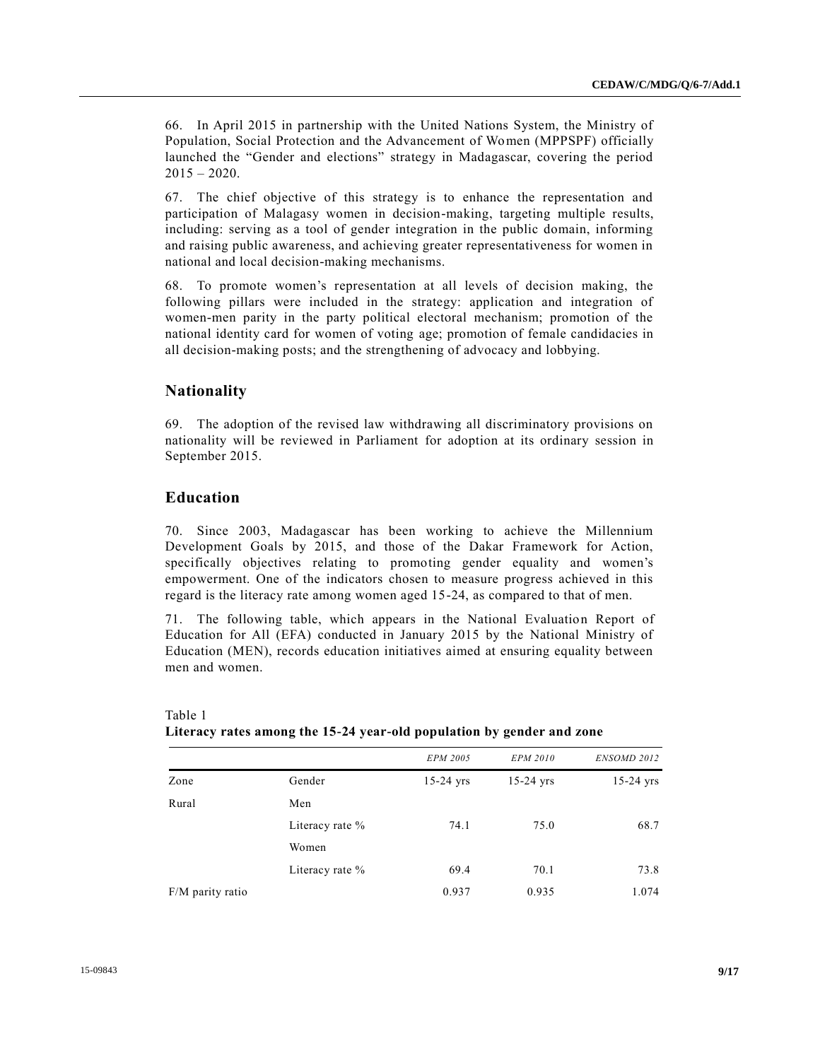66. In April 2015 in partnership with the United Nations System, the Ministry of Population, Social Protection and the Advancement of Women (MPPSPF) officially launched the "Gender and elections" strategy in Madagascar, covering the period 2015 – 2020.

67. The chief objective of this strategy is to enhance the representation and participation of Malagasy women in decision-making, targeting multiple results, including: serving as a tool of gender integration in the public domain, informing and raising public awareness, and achieving greater representativeness for women in national and local decision-making mechanisms.

68. To promote women's representation at all levels of decision making, the following pillars were included in the strategy: application and integration of women-men parity in the party political electoral mechanism; promotion of the national identity card for women of voting age; promotion of female candidacies in all decision-making posts; and the strengthening of advocacy and lobbying.

## Nationality

69. The adoption of the revised law withdrawing all discriminatory provisions on nationality will be reviewed in Parliament for adoption at its ordinary session in September 2015.

## Education

70. Since 2003, Madagascar has been working to achieve the Millennium Development Goals by 2015, and those of the Dakar Framework for Action, specifically objectives relating to promoting gender equality and women's empowerment. One of the indicators chosen to measure progress achieved in this regard is the literacy rate among women aged 15-24, as compared to that of men.

71. The following table, which appears in the National Evaluation Report of Education for All (EFA) conducted in January 2015 by the National Ministry of Education (MEN), records education initiatives aimed at ensuring equality between men and women.

Table 1
**Literacy rates among the 15-24 year-old population by gender and zone**

| | | *EPM 2005* | *EPM 2010* | *ENSOMD 2012* |
|---|---|---|---|---|
| Zone | Gender | 15-24 yrs | 15-24 yrs | 15-24 yrs |
| Rural | Men | | | |
| | Literacy rate % | 74.1 | 75.0 | 68.7 |
| | Women | | | |
| | Literacy rate % | 69.4 | 70.1 | 73.8 |
| F/M parity ratio | | 0.937 | 0.935 | 1.074 |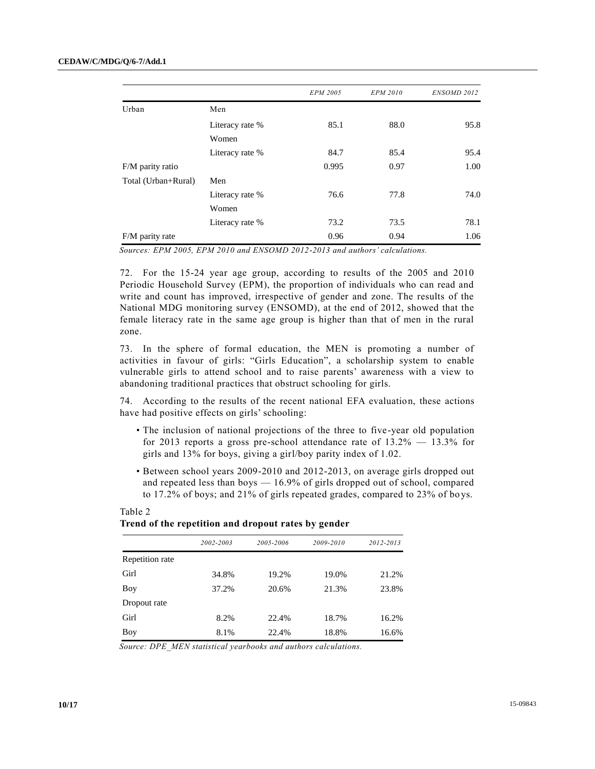| | | *EPM 2005* | *EPM 2010* | *ENSOMD 2012* |
|---|---|---|---|---|
| Urban | Men | | | |
| | Literacy rate % | 85.1 | 88.0 | 95.8 |
| | Women | | | |
| | Literacy rate % | 84.7 | 85.4 | 95.4 |
| F/M parity ratio | | 0.995 | 0.97 | 1.00 |
| Total (Urban+Rural) | Men | | | |
| | Literacy rate % | 76.6 | 77.8 | 74.0 |
| | Women | | | |
| | Literacy rate % | 73.2 | 73.5 | 78.1 |
| F/M parity rate | | 0.96 | 0.94 | 1.06 |

*Sources: EPM 2005, EPM 2010 and ENSOMD 2012-2013 and authors' calculations.*

72. For the 15-24 year age group, according to results of the 2005 and 2010 Periodic Household Survey (EPM), the proportion of individuals who can read and write and count has improved, irrespective of gender and zone. The results of the National MDG monitoring survey (ENSOMD), at the end of 2012, showed that the female literacy rate in the same age group is higher than that of men in the rural zone.

73. In the sphere of formal education, the MEN is promoting a number of activities in favour of girls: "Girls Education", a scholarship system to enable vulnerable girls to attend school and to raise parents' awareness with a view to abandoning traditional practices that obstruct schooling for girls.

74. According to the results of the recent national EFA evaluation, these actions have had positive effects on girls' schooling:

- The inclusion of national projections of the three to five-year old population for 2013 reports a gross pre-school attendance rate of 13.2% — 13.3% for girls and 13% for boys, giving a girl/boy parity index of 1.02.
- Between school years 2009-2010 and 2012-2013, on average girls dropped out and repeated less than boys — 16.9% of girls dropped out of school, compared to 17.2% of boys; and 21% of girls repeated grades, compared to 23% of boys.

Table 2

**Trend of the repetition and dropout rates by gender**

| | *2002-2003* | *2005-2006* | *2009-2010* | *2012-2013* |
|---|---|---|---|---|
| Repetition rate | | | | |
| Girl | 34.8% | 19.2% | 19.0% | 21.2% |
| Boy | 37.2% | 20.6% | 21.3% | 23.8% |
| Dropout rate | | | | |
| Girl | 8.2% | 22.4% | 18.7% | 16.2% |
| Boy | 8.1% | 22.4% | 18.8% | 16.6% |

*Source: DPE_MEN statistical yearbooks and authors calculations.*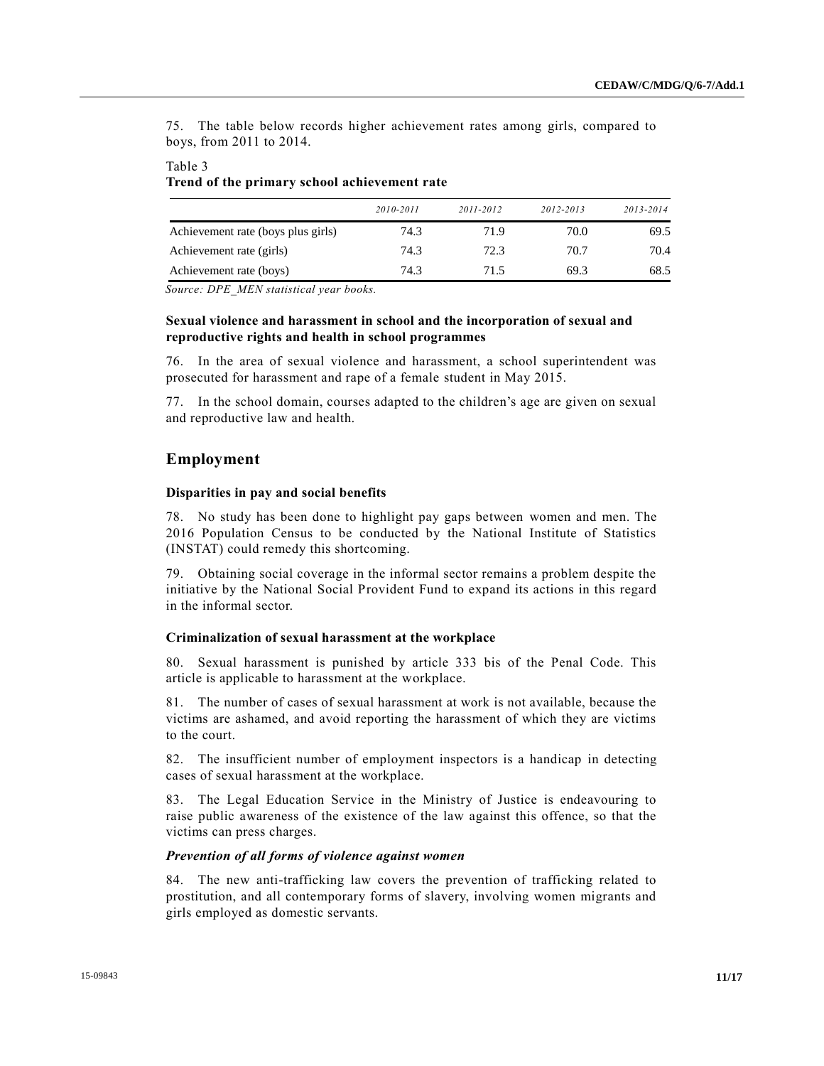75. The table below records higher achievement rates among girls, compared to boys, from 2011 to 2014.

Table 3
**Trend of the primary school achievement rate**

| | *2010-2011* | *2011-2012* | *2012-2013* | *2013-2014* |
|---|---|---|---|---|
| Achievement rate (boys plus girls) | 74.3 | 71.9 | 70.0 | 69.5 |
| Achievement rate (girls) | 74.3 | 72.3 | 70.7 | 70.4 |
| Achievement rate (boys) | 74.3 | 71.5 | 69.3 | 68.5 |

*Source: DPE_MEN statistical year books.*

### Sexual violence and harassment in school and the incorporation of sexual and reproductive rights and health in school programmes

76. In the area of sexual violence and harassment, a school superintendent was prosecuted for harassment and rape of a female student in May 2015.

77. In the school domain, courses adapted to the children's age are given on sexual and reproductive law and health.

## Employment

### Disparities in pay and social benefits

78. No study has been done to highlight pay gaps between women and men. The 2016 Population Census to be conducted by the National Institute of Statistics (INSTAT) could remedy this shortcoming.

79. Obtaining social coverage in the informal sector remains a problem despite the initiative by the National Social Provident Fund to expand its actions in this regard in the informal sector.

### Criminalization of sexual harassment at the workplace

80. Sexual harassment is punished by article 333 bis of the Penal Code. This article is applicable to harassment at the workplace.

81. The number of cases of sexual harassment at work is not available, because the victims are ashamed, and avoid reporting the harassment of which they are victims to the court.

82. The insufficient number of employment inspectors is a handicap in detecting cases of sexual harassment at the workplace.

83. The Legal Education Service in the Ministry of Justice is endeavouring to raise public awareness of the existence of the law against this offence, so that the victims can press charges.

#### *Prevention of all forms of violence against women*

84. The new anti-trafficking law covers the prevention of trafficking related to prostitution, and all contemporary forms of slavery, involving women migrants and girls employed as domestic servants.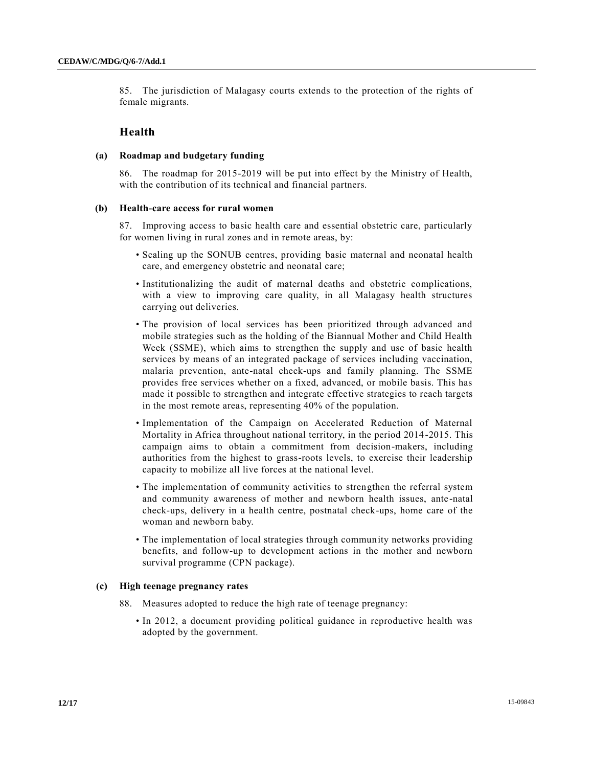85. The jurisdiction of Malagasy courts extends to the protection of the rights of female migrants.

## Health

### (a) Roadmap and budgetary funding

86. The roadmap for 2015-2019 will be put into effect by the Ministry of Health, with the contribution of its technical and financial partners.

### (b) Health-care access for rural women

87. Improving access to basic health care and essential obstetric care, particularly for women living in rural zones and in remote areas, by:

- Scaling up the SONUB centres, providing basic maternal and neonatal health care, and emergency obstetric and neonatal care;
- Institutionalizing the audit of maternal deaths and obstetric complications, with a view to improving care quality, in all Malagasy health structures carrying out deliveries.
- The provision of local services has been prioritized through advanced and mobile strategies such as the holding of the Biannual Mother and Child Health Week (SSME), which aims to strengthen the supply and use of basic health services by means of an integrated package of services including vaccination, malaria prevention, ante-natal check-ups and family planning. The SSME provides free services whether on a fixed, advanced, or mobile basis. This has made it possible to strengthen and integrate effective strategies to reach targets in the most remote areas, representing 40% of the population.
- Implementation of the Campaign on Accelerated Reduction of Maternal Mortality in Africa throughout national territory, in the period 2014-2015. This campaign aims to obtain a commitment from decision-makers, including authorities from the highest to grass-roots levels, to exercise their leadership capacity to mobilize all live forces at the national level.
- The implementation of community activities to strengthen the referral system and community awareness of mother and newborn health issues, ante-natal check-ups, delivery in a health centre, postnatal check-ups, home care of the woman and newborn baby.
- The implementation of local strategies through community networks providing benefits, and follow-up to development actions in the mother and newborn survival programme (CPN package).

### (c) High teenage pregnancy rates

88. Measures adopted to reduce the high rate of teenage pregnancy:

- In 2012, a document providing political guidance in reproductive health was adopted by the government.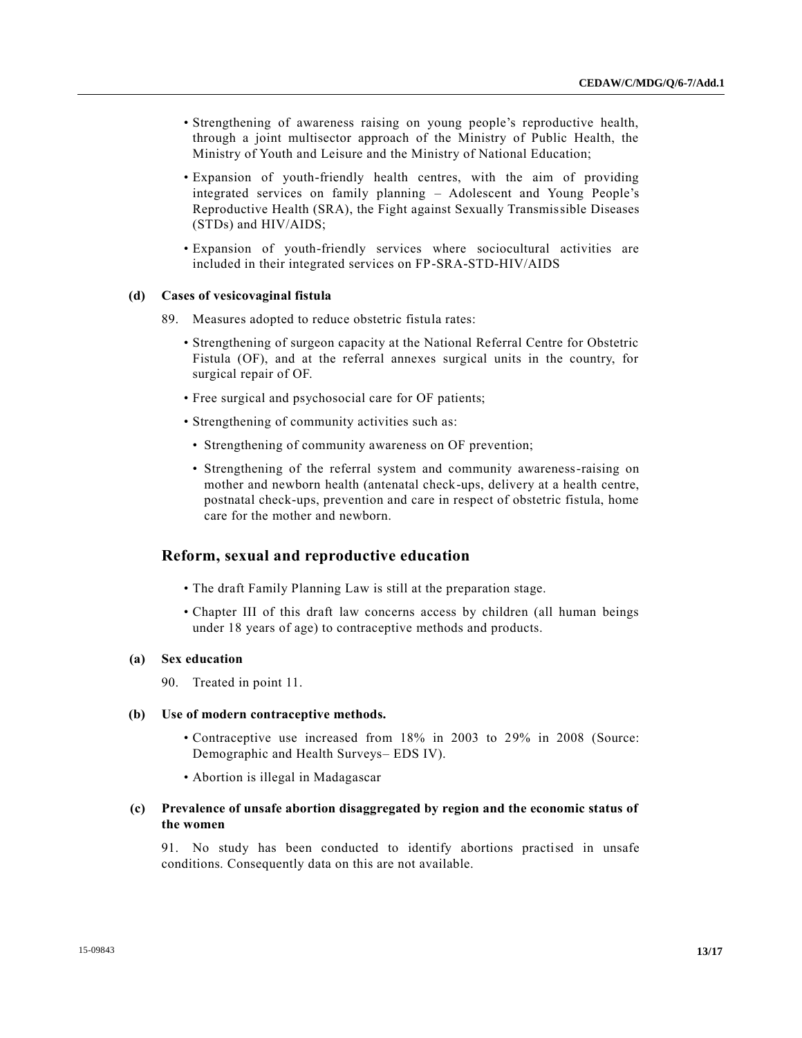- Strengthening of awareness raising on young people's reproductive health, through a joint multisector approach of the Ministry of Public Health, the Ministry of Youth and Leisure and the Ministry of National Education;
- Expansion of youth-friendly health centres, with the aim of providing integrated services on family planning – Adolescent and Young People's Reproductive Health (SRA), the Fight against Sexually Transmissible Diseases (STDs) and HIV/AIDS;
- Expansion of youth-friendly services where sociocultural activities are included in their integrated services on FP-SRA-STD-HIV/AIDS

**(d) Cases of vesicovaginal fistula**

89. Measures adopted to reduce obstetric fistula rates:

- Strengthening of surgeon capacity at the National Referral Centre for Obstetric Fistula (OF), and at the referral annexes surgical units in the country, for surgical repair of OF.
- Free surgical and psychosocial care for OF patients;
- Strengthening of community activities such as:
  - Strengthening of community awareness on OF prevention;
  - Strengthening of the referral system and community awareness-raising on mother and newborn health (antenatal check-ups, delivery at a health centre, postnatal check-ups, prevention and care in respect of obstetric fistula, home care for the mother and newborn.

## Reform, sexual and reproductive education

- The draft Family Planning Law is still at the preparation stage.
- Chapter III of this draft law concerns access by children (all human beings under 18 years of age) to contraceptive methods and products.

**(a) Sex education**

90. Treated in point 11.

**(b) Use of modern contraceptive methods.**

- Contraceptive use increased from 18% in 2003 to 29% in 2008 (Source: Demographic and Health Surveys– EDS IV).
- Abortion is illegal in Madagascar

**(c) Prevalence of unsafe abortion disaggregated by region and the economic status of the women**

91. No study has been conducted to identify abortions practised in unsafe conditions. Consequently data on this are not available.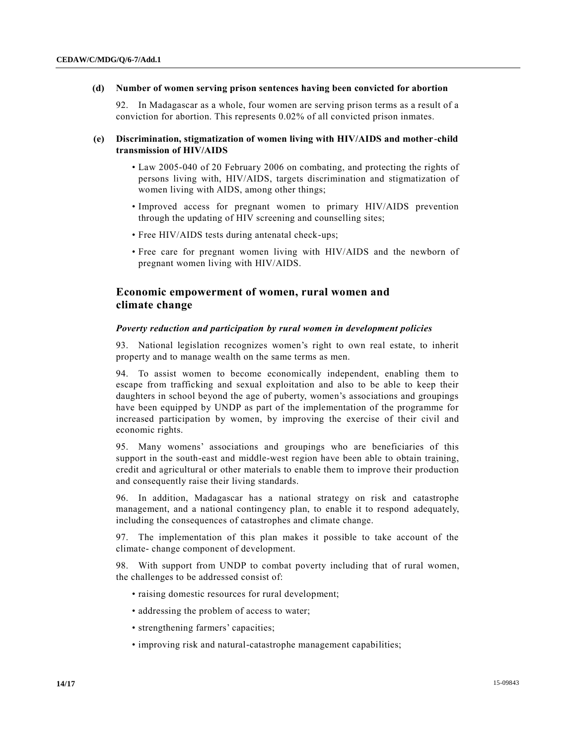**(d) Number of women serving prison sentences having been convicted for abortion**

92. In Madagascar as a whole, four women are serving prison terms as a result of a conviction for abortion. This represents 0.02% of all convicted prison inmates.

**(e) Discrimination, stigmatization of women living with HIV/AIDS and mother-child transmission of HIV/AIDS**

- Law 2005-040 of 20 February 2006 on combating, and protecting the rights of persons living with, HIV/AIDS, targets discrimination and stigmatization of women living with AIDS, among other things;
- Improved access for pregnant women to primary HIV/AIDS prevention through the updating of HIV screening and counselling sites;
- Free HIV/AIDS tests during antenatal check-ups;
- Free care for pregnant women living with HIV/AIDS and the newborn of pregnant women living with HIV/AIDS.

## Economic empowerment of women, rural women and climate change

***Poverty reduction and participation by rural women in development policies***

93. National legislation recognizes women's right to own real estate, to inherit property and to manage wealth on the same terms as men.

94. To assist women to become economically independent, enabling them to escape from trafficking and sexual exploitation and also to be able to keep their daughters in school beyond the age of puberty, women's associations and groupings have been equipped by UNDP as part of the implementation of the programme for increased participation by women, by improving the exercise of their civil and economic rights.

95. Many womens' associations and groupings who are beneficiaries of this support in the south-east and middle-west region have been able to obtain training, credit and agricultural or other materials to enable them to improve their production and consequently raise their living standards.

96. In addition, Madagascar has a national strategy on risk and catastrophe management, and a national contingency plan, to enable it to respond adequately, including the consequences of catastrophes and climate change.

97. The implementation of this plan makes it possible to take account of the climate- change component of development.

98. With support from UNDP to combat poverty including that of rural women, the challenges to be addressed consist of:

- raising domestic resources for rural development;
- addressing the problem of access to water;
- strengthening farmers' capacities;
- improving risk and natural-catastrophe management capabilities;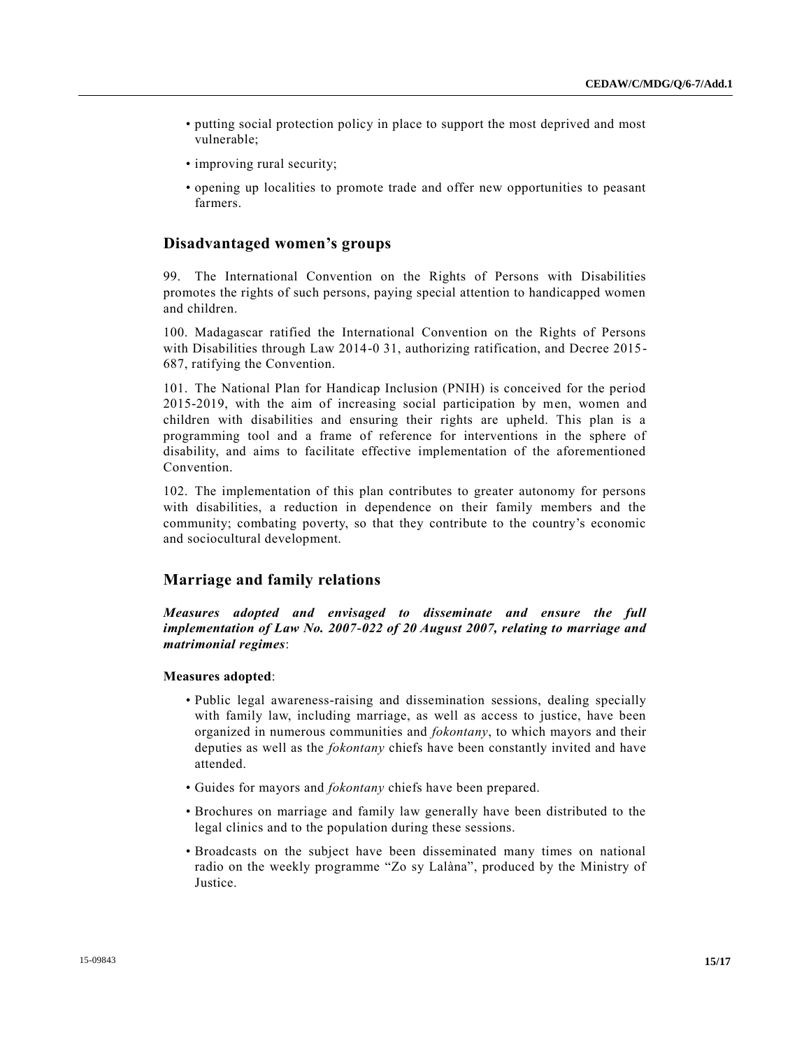- putting social protection policy in place to support the most deprived and most vulnerable;
- improving rural security;
- opening up localities to promote trade and offer new opportunities to peasant farmers.

## Disadvantaged women's groups

99. The International Convention on the Rights of Persons with Disabilities promotes the rights of such persons, paying special attention to handicapped women and children.

100. Madagascar ratified the International Convention on the Rights of Persons with Disabilities through Law 2014-0 31, authorizing ratification, and Decree 2015-687, ratifying the Convention.

101. The National Plan for Handicap Inclusion (PNIH) is conceived for the period 2015-2019, with the aim of increasing social participation by men, women and children with disabilities and ensuring their rights are upheld. This plan is a programming tool and a frame of reference for interventions in the sphere of disability, and aims to facilitate effective implementation of the aforementioned Convention.

102. The implementation of this plan contributes to greater autonomy for persons with disabilities, a reduction in dependence on their family members and the community; combating poverty, so that they contribute to the country's economic and sociocultural development.

## Marriage and family relations

***Measures adopted and envisaged to disseminate and ensure the full implementation of Law No. 2007-022 of 20 August 2007, relating to marriage and matrimonial regimes***:

**Measures adopted**:

- Public legal awareness-raising and dissemination sessions, dealing specially with family law, including marriage, as well as access to justice, have been organized in numerous communities and *fokontany*, to which mayors and their deputies as well as the *fokontany* chiefs have been constantly invited and have attended.
- Guides for mayors and *fokontany* chiefs have been prepared.
- Brochures on marriage and family law generally have been distributed to the legal clinics and to the population during these sessions.
- Broadcasts on the subject have been disseminated many times on national radio on the weekly programme "Zo sy Lalàna", produced by the Ministry of Justice.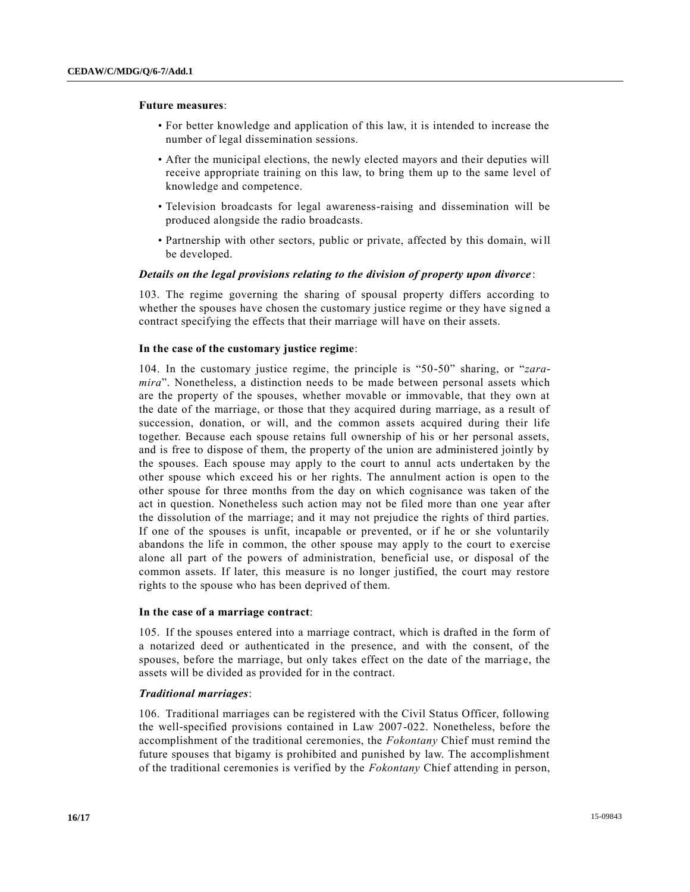**Future measures**:

- For better knowledge and application of this law, it is intended to increase the number of legal dissemination sessions.
- After the municipal elections, the newly elected mayors and their deputies will receive appropriate training on this law, to bring them up to the same level of knowledge and competence.
- Television broadcasts for legal awareness-raising and dissemination will be produced alongside the radio broadcasts.
- Partnership with other sectors, public or private, affected by this domain, will be developed.

***Details on the legal provisions relating to the division of property upon divorce***:

103. The regime governing the sharing of spousal property differs according to whether the spouses have chosen the customary justice regime or they have signed a contract specifying the effects that their marriage will have on their assets.

**In the case of the customary justice regime**:

104. In the customary justice regime, the principle is "50-50" sharing, or "*zara-mira*". Nonetheless, a distinction needs to be made between personal assets which are the property of the spouses, whether movable or immovable, that they own at the date of the marriage, or those that they acquired during marriage, as a result of succession, donation, or will, and the common assets acquired during their life together. Because each spouse retains full ownership of his or her personal assets, and is free to dispose of them, the property of the union are administered jointly by the spouses. Each spouse may apply to the court to annul acts undertaken by the other spouse which exceed his or her rights. The annulment action is open to the other spouse for three months from the day on which cognisance was taken of the act in question. Nonetheless such action may not be filed more than one year after the dissolution of the marriage; and it may not prejudice the rights of third parties. If one of the spouses is unfit, incapable or prevented, or if he or she voluntarily abandons the life in common, the other spouse may apply to the court to exercise alone all part of the powers of administration, beneficial use, or disposal of the common assets. If later, this measure is no longer justified, the court may restore rights to the spouse who has been deprived of them.

**In the case of a marriage contract**:

105. If the spouses entered into a marriage contract, which is drafted in the form of a notarized deed or authenticated in the presence, and with the consent, of the spouses, before the marriage, but only takes effect on the date of the marriage, the assets will be divided as provided for in the contract.

***Traditional marriages***:

106. Traditional marriages can be registered with the Civil Status Officer, following the well-specified provisions contained in Law 2007-022. Nonetheless, before the accomplishment of the traditional ceremonies, the *Fokontany* Chief must remind the future spouses that bigamy is prohibited and punished by law. The accomplishment of the traditional ceremonies is verified by the *Fokontany* Chief attending in person,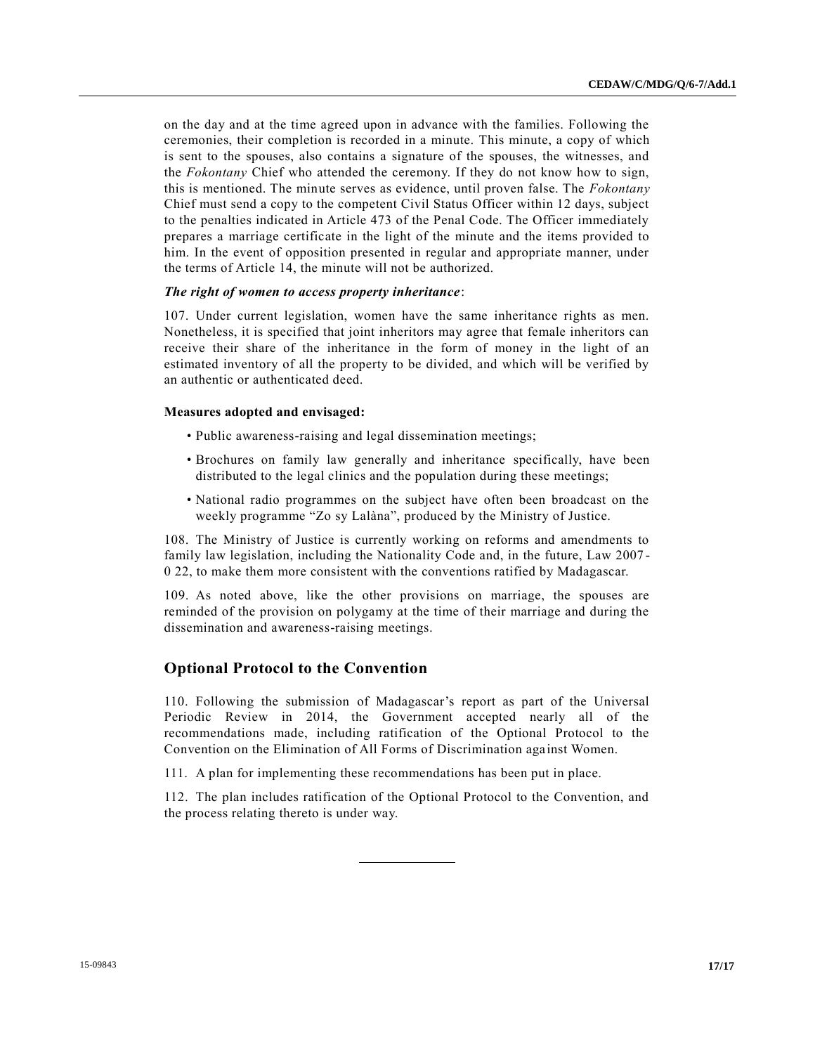on the day and at the time agreed upon in advance with the families. Following the ceremonies, their completion is recorded in a minute. This minute, a copy of which is sent to the spouses, also contains a signature of the spouses, the witnesses, and the *Fokontany* Chief who attended the ceremony. If they do not know how to sign, this is mentioned. The minute serves as evidence, until proven false. The *Fokontany* Chief must send a copy to the competent Civil Status Officer within 12 days, subject to the penalties indicated in Article 473 of the Penal Code. The Officer immediately prepares a marriage certificate in the light of the minute and the items provided to him. In the event of opposition presented in regular and appropriate manner, under the terms of Article 14, the minute will not be authorized.

***The right of women to access property inheritance***:

107. Under current legislation, women have the same inheritance rights as men. Nonetheless, it is specified that joint inheritors may agree that female inheritors can receive their share of the inheritance in the form of money in the light of an estimated inventory of all the property to be divided, and which will be verified by an authentic or authenticated deed.

**Measures adopted and envisaged:**

- Public awareness-raising and legal dissemination meetings;
- Brochures on family law generally and inheritance specifically, have been distributed to the legal clinics and the population during these meetings;
- National radio programmes on the subject have often been broadcast on the weekly programme "Zo sy Lalàna", produced by the Ministry of Justice.

108. The Ministry of Justice is currently working on reforms and amendments to family law legislation, including the Nationality Code and, in the future, Law 2007-0 22, to make them more consistent with the conventions ratified by Madagascar.

109. As noted above, like the other provisions on marriage, the spouses are reminded of the provision on polygamy at the time of their marriage and during the dissemination and awareness-raising meetings.

## Optional Protocol to the Convention

110. Following the submission of Madagascar's report as part of the Universal Periodic Review in 2014, the Government accepted nearly all of the recommendations made, including ratification of the Optional Protocol to the Convention on the Elimination of All Forms of Discrimination against Women.

111. A plan for implementing these recommendations has been put in place.

112. The plan includes ratification of the Optional Protocol to the Convention, and the process relating thereto is under way.